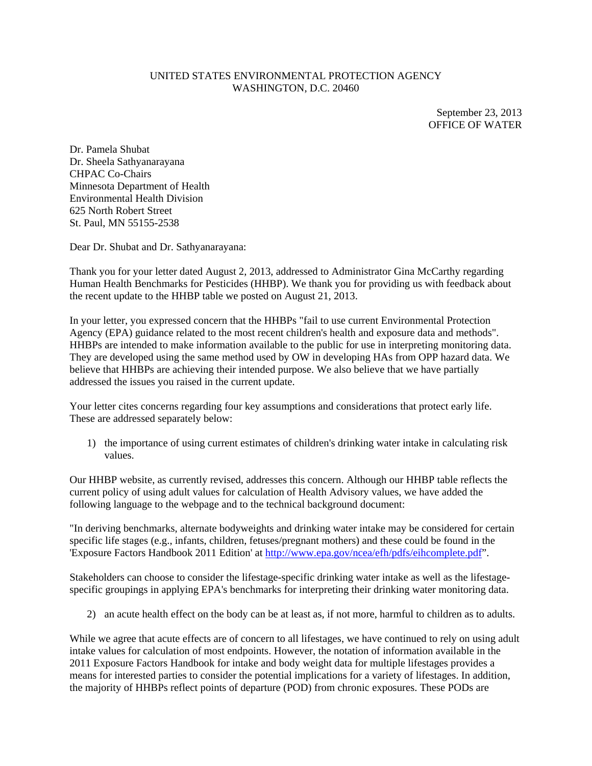UNITED STATES ENVIRONMENTAL PROTECTION AGENCY
WASHINGTON, D.C. 20460

September 23, 2013
OFFICE OF WATER

Dr. Pamela Shubat
Dr. Sheela Sathyanarayana
CHPAC Co-Chairs
Minnesota Department of Health
Environmental Health Division
625 North Robert Street
St. Paul, MN 55155-2538

Dear Dr. Shubat and Dr. Sathyanarayana:

Thank you for your letter dated August 2, 2013, addressed to Administrator Gina McCarthy regarding Human Health Benchmarks for Pesticides (HHBP). We thank you for providing us with feedback about the recent update to the HHBP table we posted on August 21, 2013.

In your letter, you expressed concern that the HHBPs "fail to use current Environmental Protection Agency (EPA) guidance related to the most recent children's health and exposure data and methods". HHBPs are intended to make information available to the public for use in interpreting monitoring data. They are developed using the same method used by OW in developing HAs from OPP hazard data. We believe that HHBPs are achieving their intended purpose. We also believe that we have partially addressed the issues you raised in the current update.

Your letter cites concerns regarding four key assumptions and considerations that protect early life. These are addressed separately below:

1) the importance of using current estimates of children's drinking water intake in calculating risk values.

Our HHBP website, as currently revised, addresses this concern. Although our HHBP table reflects the current policy of using adult values for calculation of Health Advisory values, we have added the following language to the webpage and to the technical background document:

"In deriving benchmarks, alternate bodyweights and drinking water intake may be considered for certain specific life stages (e.g., infants, children, fetuses/pregnant mothers) and these could be found in the 'Exposure Factors Handbook 2011 Edition' at http://www.epa.gov/ncea/efh/pdfs/eihcomplete.pdf".

Stakeholders can choose to consider the lifestage-specific drinking water intake as well as the lifestage-specific groupings in applying EPA's benchmarks for interpreting their drinking water monitoring data.

2) an acute health effect on the body can be at least as, if not more, harmful to children as to adults.

While we agree that acute effects are of concern to all lifestages, we have continued to rely on using adult intake values for calculation of most endpoints. However, the notation of information available in the 2011 Exposure Factors Handbook for intake and body weight data for multiple lifestages provides a means for interested parties to consider the potential implications for a variety of lifestages. In addition, the majority of HHBPs reflect points of departure (POD) from chronic exposures. These PODs are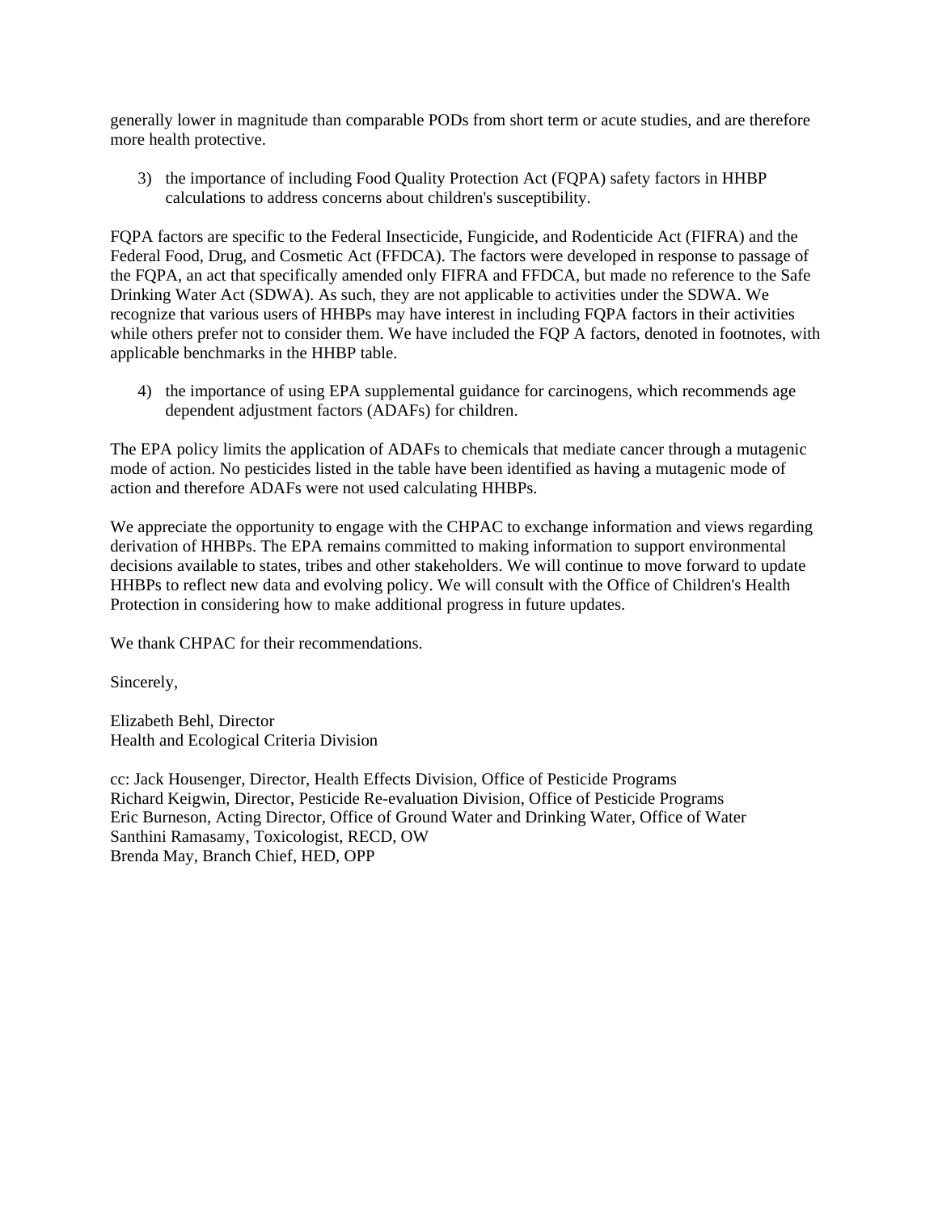generally lower in magnitude than comparable PODs from short term or acute studies, and are therefore more health protective.

3) the importance of including Food Quality Protection Act (FQPA) safety factors in HHBP calculations to address concerns about children's susceptibility.

FQPA factors are specific to the Federal Insecticide, Fungicide, and Rodenticide Act (FIFRA) and the Federal Food, Drug, and Cosmetic Act (FFDCA). The factors were developed in response to passage of the FQPA, an act that specifically amended only FIFRA and FFDCA, but made no reference to the Safe Drinking Water Act (SDWA). As such, they are not applicable to activities under the SDWA. We recognize that various users of HHBPs may have interest in including FQPA factors in their activities while others prefer not to consider them. We have included the FQP A factors, denoted in footnotes, with applicable benchmarks in the HHBP table.

4) the importance of using EPA supplemental guidance for carcinogens, which recommends age dependent adjustment factors (ADAFs) for children.

The EPA policy limits the application of ADAFs to chemicals that mediate cancer through a mutagenic mode of action. No pesticides listed in the table have been identified as having a mutagenic mode of action and therefore ADAFs were not used calculating HHBPs.

We appreciate the opportunity to engage with the CHPAC to exchange information and views regarding derivation of HHBPs. The EPA remains committed to making information to support environmental decisions available to states, tribes and other stakeholders. We will continue to move forward to update HHBPs to reflect new data and evolving policy. We will consult with the Office of Children's Health Protection in considering how to make additional progress in future updates.

We thank CHPAC for their recommendations.

Sincerely,

Elizabeth Behl, Director
Health and Ecological Criteria Division

cc: Jack Housenger, Director, Health Effects Division, Office of Pesticide Programs
Richard Keigwin, Director, Pesticide Re-evaluation Division, Office of Pesticide Programs
Eric Burneson, Acting Director, Office of Ground Water and Drinking Water, Office of Water
Santhini Ramasamy, Toxicologist, RECD, OW
Brenda May, Branch Chief, HED, OPP